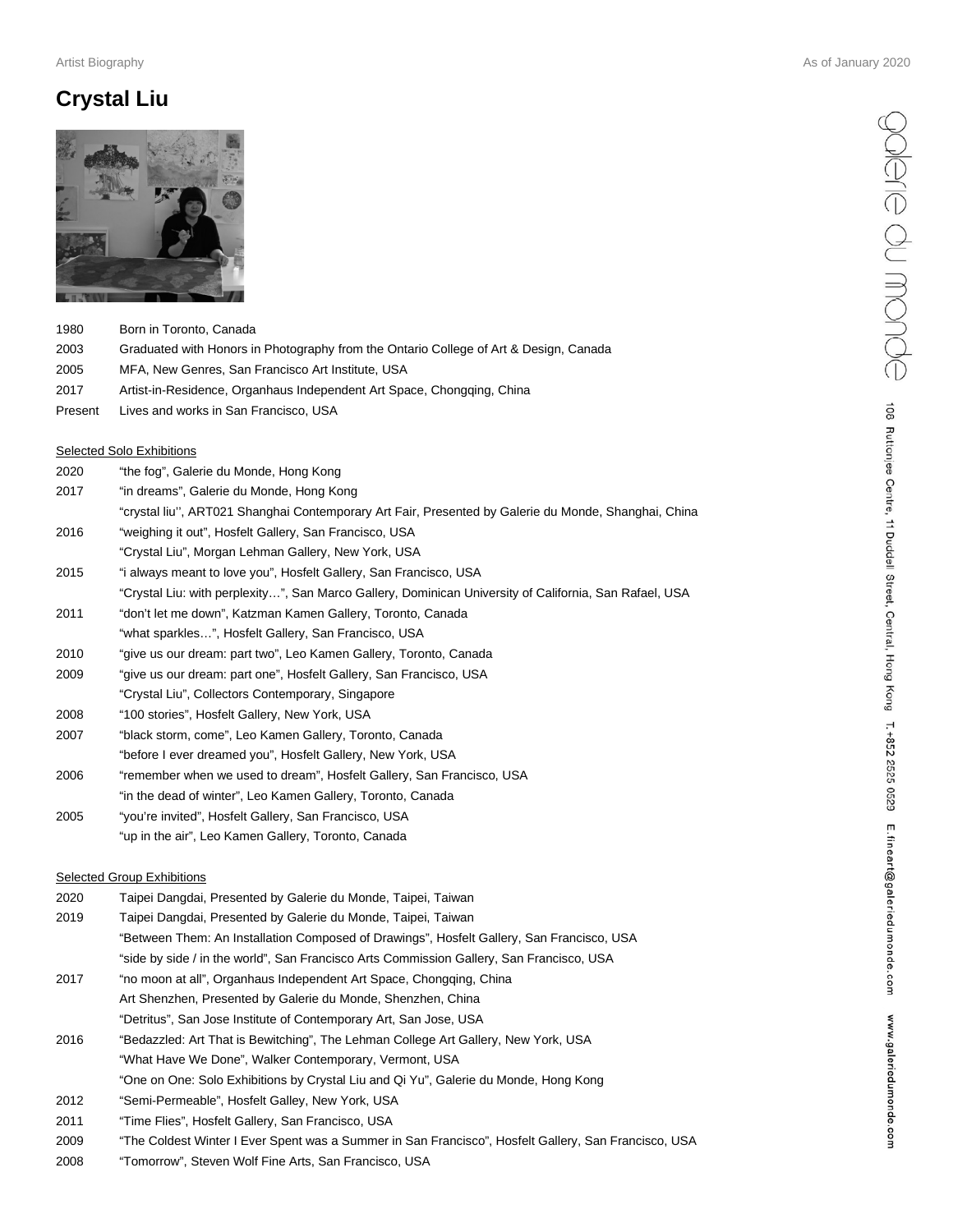# Crystal Liu

| | |
|---|---|
| 1980 | Born in Toronto, Canada |
| 2003 | Graduated with Honors in Photography from the Ontario College of Art & Design, Canada |
| 2005 | MFA, New Genres, San Francisco Art Institute, USA |
| 2017 | Artist-in-Residence, Organhaus Independent Art Space, Chongqing, China |
| Present | Lives and works in San Francisco, USA |

## Selected Solo Exhibitions

| | |
|---|---|
| 2020 | "the fog", Galerie du Monde, Hong Kong |
| 2017 | "in dreams", Galerie du Monde, Hong Kong |
| | "crystal liu'', ART021 Shanghai Contemporary Art Fair, Presented by Galerie du Monde, Shanghai, China |
| 2016 | "weighing it out", Hosfelt Gallery, San Francisco, USA |
| | "Crystal Liu", Morgan Lehman Gallery, New York, USA |
| 2015 | "i always meant to love you", Hosfelt Gallery, San Francisco, USA |
| | "Crystal Liu: with perplexity…", San Marco Gallery, Dominican University of California, San Rafael, USA |
| 2011 | "don't let me down", Katzman Kamen Gallery, Toronto, Canada |
| | "what sparkles…", Hosfelt Gallery, San Francisco, USA |
| 2010 | "give us our dream: part two", Leo Kamen Gallery, Toronto, Canada |
| 2009 | "give us our dream: part one", Hosfelt Gallery, San Francisco, USA |
| | "Crystal Liu", Collectors Contemporary, Singapore |
| 2008 | "100 stories", Hosfelt Gallery, New York, USA |
| 2007 | "black storm, come", Leo Kamen Gallery, Toronto, Canada |
| | "before I ever dreamed you", Hosfelt Gallery, New York, USA |
| 2006 | "remember when we used to dream", Hosfelt Gallery, San Francisco, USA |
| | "in the dead of winter", Leo Kamen Gallery, Toronto, Canada |
| 2005 | "you're invited", Hosfelt Gallery, San Francisco, USA |
| | "up in the air", Leo Kamen Gallery, Toronto, Canada |

## Selected Group Exhibitions

| | |
|---|---|
| 2020 | Taipei Dangdai, Presented by Galerie du Monde, Taipei, Taiwan |
| 2019 | Taipei Dangdai, Presented by Galerie du Monde, Taipei, Taiwan |
| | "Between Them: An Installation Composed of Drawings", Hosfelt Gallery, San Francisco, USA |
| | "side by side / in the world", San Francisco Arts Commission Gallery, San Francisco, USA |
| 2017 | "no moon at all", Organhaus Independent Art Space, Chongqing, China |
| | Art Shenzhen, Presented by Galerie du Monde, Shenzhen, China |
| | "Detritus", San Jose Institute of Contemporary Art, San Jose, USA |
| 2016 | "Bedazzled: Art That is Bewitching", The Lehman College Art Gallery, New York, USA |
| | "What Have We Done", Walker Contemporary, Vermont, USA |
| | "One on One: Solo Exhibitions by Crystal Liu and Qi Yu", Galerie du Monde, Hong Kong |
| 2012 | "Semi-Permeable", Hosfelt Galley, New York, USA |
| 2011 | "Time Flies", Hosfelt Gallery, San Francisco, USA |
| 2009 | "The Coldest Winter I Ever Spent was a Summer in San Francisco", Hosfelt Gallery, San Francisco, USA |
| 2008 | "Tomorrow", Steven Wolf Fine Arts, San Francisco, USA |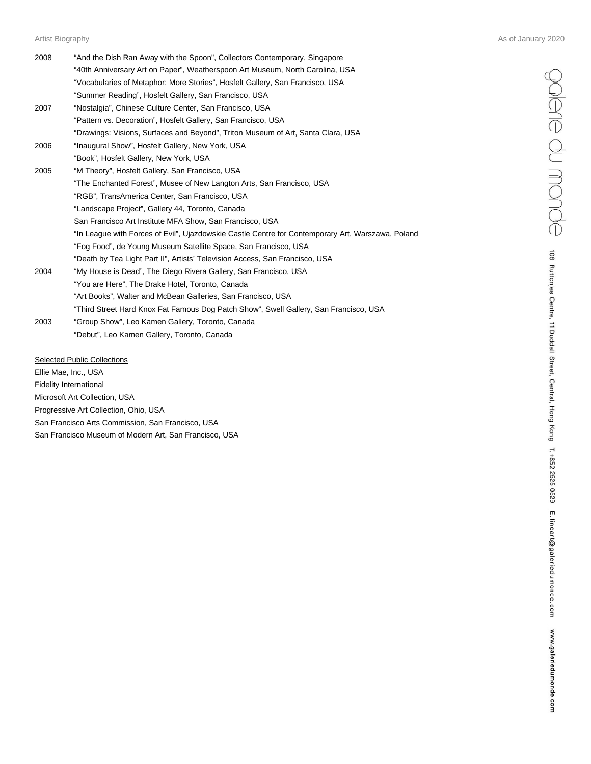| | |
|---|---|
| 2008 | "And the Dish Ran Away with the Spoon", Collectors Contemporary, Singapore |
| | "40th Anniversary Art on Paper", Weatherspoon Art Museum, North Carolina, USA |
| | "Vocabularies of Metaphor: More Stories", Hosfelt Gallery, San Francisco, USA |
| | "Summer Reading", Hosfelt Gallery, San Francisco, USA |
| 2007 | "Nostalgia", Chinese Culture Center, San Francisco, USA |
| | "Pattern vs. Decoration", Hosfelt Gallery, San Francisco, USA |
| | "Drawings: Visions, Surfaces and Beyond", Triton Museum of Art, Santa Clara, USA |
| 2006 | "Inaugural Show", Hosfelt Gallery, New York, USA |
| | "Book", Hosfelt Gallery, New York, USA |
| 2005 | "M Theory", Hosfelt Gallery, San Francisco, USA |
| | "The Enchanted Forest", Musee of New Langton Arts, San Francisco, USA |
| | "RGB", TransAmerica Center, San Francisco, USA |
| | "Landscape Project", Gallery 44, Toronto, Canada |
| | San Francisco Art Institute MFA Show, San Francisco, USA |
| | "In League with Forces of Evil", Ujazdowskie Castle Centre for Contemporary Art, Warszawa, Poland |
| | "Fog Food", de Young Museum Satellite Space, San Francisco, USA |
| | "Death by Tea Light Part II", Artists' Television Access, San Francisco, USA |
| 2004 | "My House is Dead", The Diego Rivera Gallery, San Francisco, USA |
| | "You are Here", The Drake Hotel, Toronto, Canada |
| | "Art Books", Walter and McBean Galleries, San Francisco, USA |
| | "Third Street Hard Knox Fat Famous Dog Patch Show", Swell Gallery, San Francisco, USA |
| 2003 | "Group Show", Leo Kamen Gallery, Toronto, Canada |
| | "Debut", Leo Kamen Gallery, Toronto, Canada |

Selected Public Collections

Ellie Mae, Inc., USA

Fidelity International

Microsoft Art Collection, USA

Progressive Art Collection, Ohio, USA

San Francisco Arts Commission, San Francisco, USA

San Francisco Museum of Modern Art, San Francisco, USA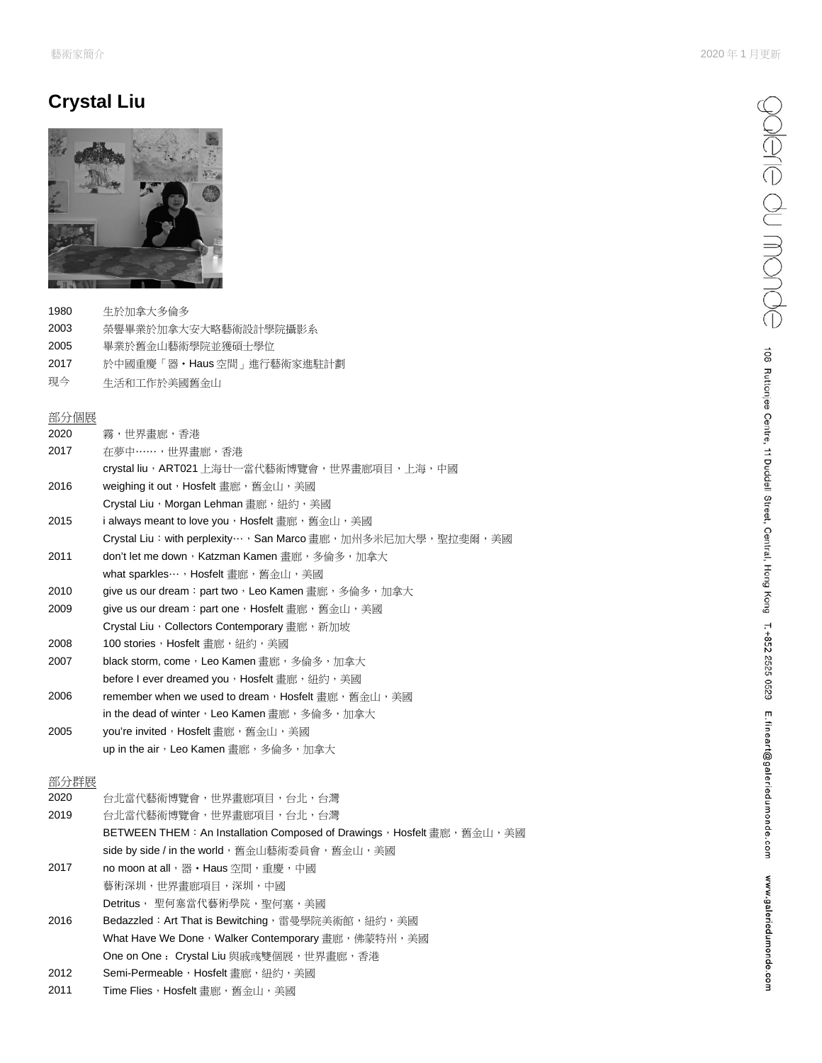# Crystal Liu

| | |
|---|---|
| 1980 | 生於加拿大多倫多 |
| 2003 | 榮譽畢業於加拿大安大略藝術設計學院攝影系 |
| 2005 | 畢業於舊金山藝術學院並獲碩士學位 |
| 2017 | 於中國重慶「器・Haus 空間」進行藝術家進駐計劃 |
| 現今 | 生活和工作於美國舊金山 |

## 部分個展

| | |
|---|---|
| 2020 | 霧，世界畫廊，香港 |
| 2017 | 在夢中……，世界畫廊，香港 |
| | crystal liu，ART021 上海廿一當代藝術博覽會，世界畫廊項目，上海，中國 |
| 2016 | weighing it out，Hosfelt 畫廊，舊金山，美國 |
| | Crystal Liu，Morgan Lehman 畫廊，紐約，美國 |
| 2015 | i always meant to love you，Hosfelt 畫廊，舊金山，美國 |
| | Crystal Liu：with perplexity…，San Marco 畫廊，加州多米尼加大學，聖拉斐爾，美國 |
| 2011 | don't let me down，Katzman Kamen 畫廊，多倫多，加拿大 |
| | what sparkles…，Hosfelt 畫廊，舊金山，美國 |
| 2010 | give us our dream：part two，Leo Kamen 畫廊，多倫多，加拿大 |
| 2009 | give us our dream：part one，Hosfelt 畫廊，舊金山，美國 |
| | Crystal Liu，Collectors Contemporary 畫廊，新加坡 |
| 2008 | 100 stories，Hosfelt 畫廊，紐約，美國 |
| 2007 | black storm, come，Leo Kamen 畫廊，多倫多，加拿大 |
| | before I ever dreamed you，Hosfelt 畫廊，紐約，美國 |
| 2006 | remember when we used to dream，Hosfelt 畫廊，舊金山，美國 |
| | in the dead of winter，Leo Kamen 畫廊，多倫多，加拿大 |
| 2005 | you're invited，Hosfelt 畫廊，舊金山，美國 |
| | up in the air，Leo Kamen 畫廊，多倫多，加拿大 |

## 部分群展

| | |
|---|---|
| 2020 | 台北當代藝術博覽會，世界畫廊項目，台北，台灣 |
| 2019 | 台北當代藝術博覽會，世界畫廊項目，台北，台灣 |
| | BETWEEN THEM：An Installation Composed of Drawings，Hosfelt 畫廊，舊金山，美國 |
| | side by side / in the world，舊金山藝術委員會，舊金山，美國 |
| 2017 | no moon at all，器・Haus 空間，重慶，中國 |
| | 藝術深圳，世界畫廊項目，深圳，中國 |
| | Detritus， 聖何塞當代藝術學院，聖何塞，美國 |
| 2016 | Bedazzled：Art That is Bewitching，雷曼學院美術館，紐約，美國 |
| | What Have We Done，Walker Contemporary 畫廊，佛蒙特州，美國 |
| | One on One： Crystal Liu 與戚彧雙個展，世界畫廊，香港 |
| 2012 | Semi-Permeable，Hosfelt 畫廊，紐約，美國 |
| 2011 | Time Flies，Hosfelt 畫廊，舊金山，美國 |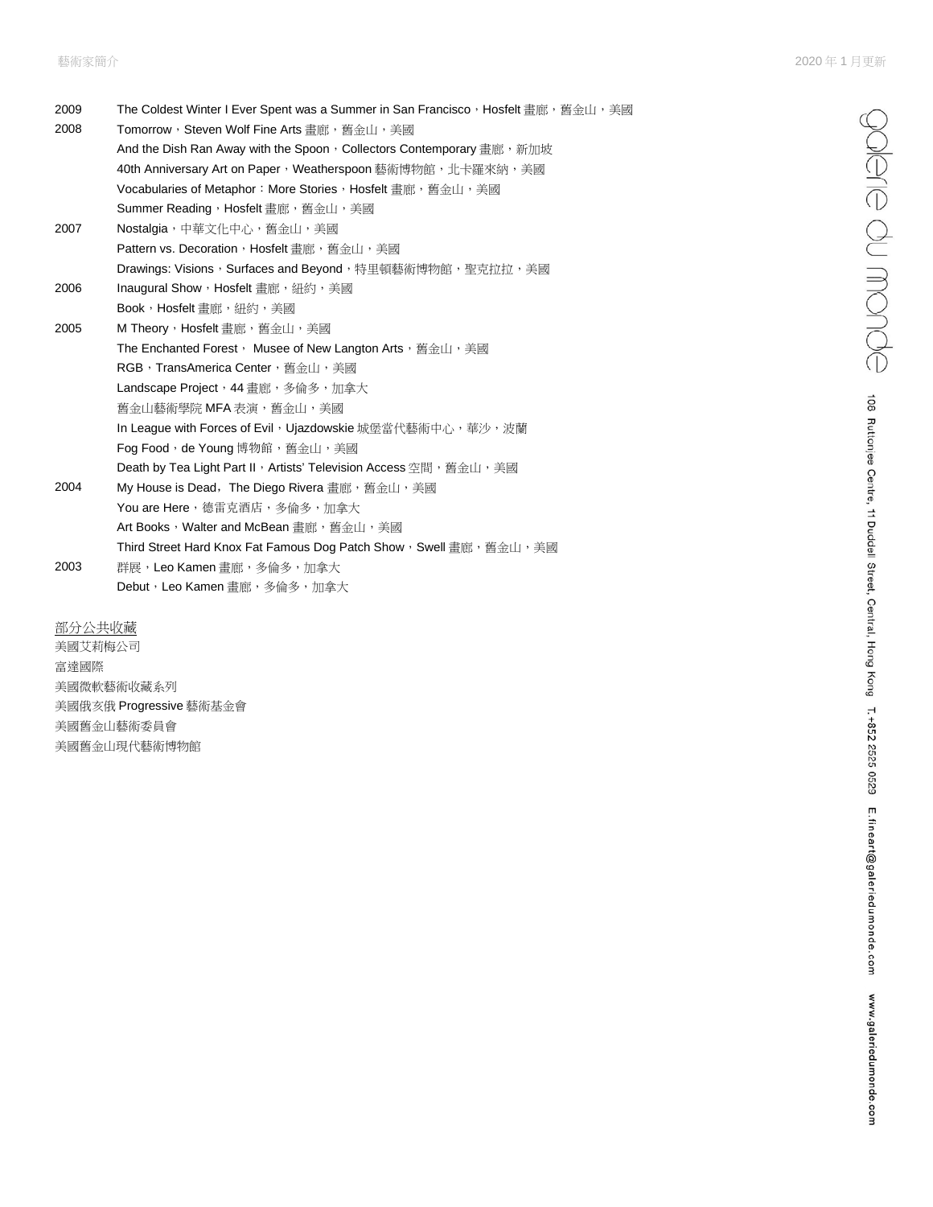| | |
|---|---|
| 2009 | The Coldest Winter I Ever Spent was a Summer in San Francisco，Hosfelt 畫廊，舊金山，美國 |
| 2008 | Tomorrow，Steven Wolf Fine Arts 畫廊，舊金山，美國 |
| | And the Dish Ran Away with the Spoon，Collectors Contemporary 畫廊，新加坡 |
| | 40th Anniversary Art on Paper，Weatherspoon 藝術博物館，北卡羅來納，美國 |
| | Vocabularies of Metaphor：More Stories，Hosfelt 畫廊，舊金山，美國 |
| | Summer Reading，Hosfelt 畫廊，舊金山，美國 |
| 2007 | Nostalgia，中華文化中心，舊金山，美國 |
| | Pattern vs. Decoration，Hosfelt 畫廊，舊金山，美國 |
| | Drawings: Visions，Surfaces and Beyond，特里頓藝術博物館，聖克拉拉，美國 |
| 2006 | Inaugural Show，Hosfelt 畫廊，紐約，美國 |
| | Book，Hosfelt 畫廊，紐約，美國 |
| 2005 | M Theory，Hosfelt 畫廊，舊金山，美國 |
| | The Enchanted Forest， Musee of New Langton Arts，舊金山，美國 |
| | RGB，TransAmerica Center，舊金山，美國 |
| | Landscape Project，44 畫廊，多倫多，加拿大 |
| | 舊金山藝術學院 MFA 表演，舊金山，美國 |
| | In League with Forces of Evil，Ujazdowskie 城堡當代藝術中心，華沙，波蘭 |
| | Fog Food，de Young 博物館，舊金山，美國 |
| | Death by Tea Light Part II，Artists' Television Access 空間，舊金山，美國 |
| 2004 | My House is Dead，The Diego Rivera 畫廊，舊金山，美國 |
| | You are Here，德雷克酒店，多倫多，加拿大 |
| | Art Books，Walter and McBean 畫廊，舊金山，美國 |
| | Third Street Hard Knox Fat Famous Dog Patch Show，Swell 畫廊，舊金山，美國 |
| 2003 | 群展，Leo Kamen 畫廊，多倫多，加拿大 |
| | Debut，Leo Kamen 畫廊，多倫多，加拿大 |

部分公共收藏

美國艾莉梅公司

富達國際

美國微軟藝術收藏系列

美國俄亥俄 Progressive 藝術基金會

美國舊金山藝術委員會

美國舊金山現代藝術博物館